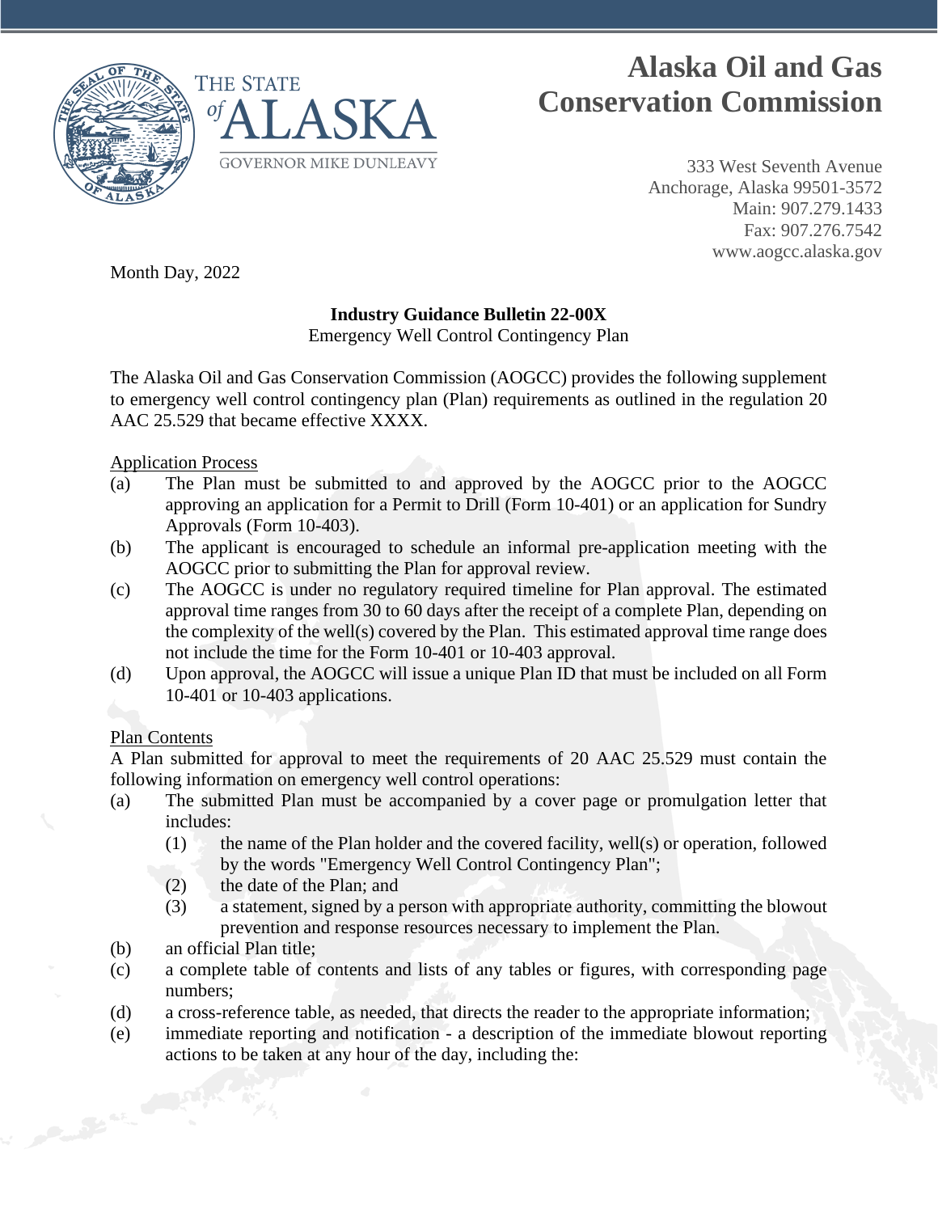# Alaska Oil and Gas Conservation Commission

THE STATE *of* ALASKA
GOVERNOR MIKE DUNLEAVY

333 West Seventh Avenue
Anchorage, Alaska 99501-3572
Main: 907.279.1433
Fax: 907.276.7542
www.aogcc.alaska.gov

Month Day, 2022

**Industry Guidance Bulletin 22-00X**
Emergency Well Control Contingency Plan

The Alaska Oil and Gas Conservation Commission (AOGCC) provides the following supplement to emergency well control contingency plan (Plan) requirements as outlined in the regulation 20 AAC 25.529 that became effective XXXX.

<u>Application Process</u>

(a) The Plan must be submitted to and approved by the AOGCC prior to the AOGCC approving an application for a Permit to Drill (Form 10-401) or an application for Sundry Approvals (Form 10-403).

(b) The applicant is encouraged to schedule an informal pre-application meeting with the AOGCC prior to submitting the Plan for approval review.

(c) The AOGCC is under no regulatory required timeline for Plan approval. The estimated approval time ranges from 30 to 60 days after the receipt of a complete Plan, depending on the complexity of the well(s) covered by the Plan. This estimated approval time range does not include the time for the Form 10-401 or 10-403 approval.

(d) Upon approval, the AOGCC will issue a unique Plan ID that must be included on all Form 10-401 or 10-403 applications.

<u>Plan Contents</u>

A Plan submitted for approval to meet the requirements of 20 AAC 25.529 must contain the following information on emergency well control operations:

(a) The submitted Plan must be accompanied by a cover page or promulgation letter that includes:
   (1) the name of the Plan holder and the covered facility, well(s) or operation, followed by the words "Emergency Well Control Contingency Plan";
   (2) the date of the Plan; and
   (3) a statement, signed by a person with appropriate authority, committing the blowout prevention and response resources necessary to implement the Plan.

(b) an official Plan title;

(c) a complete table of contents and lists of any tables or figures, with corresponding page numbers;

(d) a cross-reference table, as needed, that directs the reader to the appropriate information;

(e) immediate reporting and notification - a description of the immediate blowout reporting actions to be taken at any hour of the day, including the: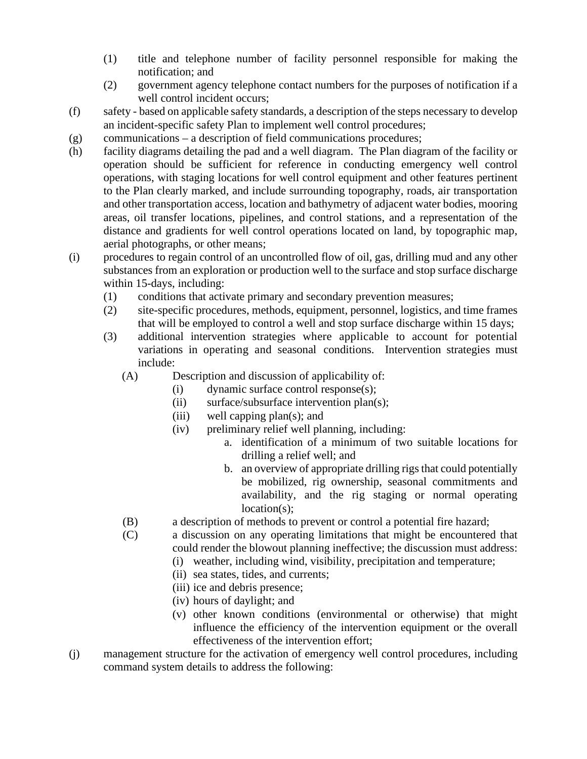(1) title and telephone number of facility personnel responsible for making the notification; and

(2) government agency telephone contact numbers for the purposes of notification if a well control incident occurs;

(f) safety - based on applicable safety standards, a description of the steps necessary to develop an incident-specific safety Plan to implement well control procedures;

(g) communications – a description of field communications procedures;

(h) facility diagrams detailing the pad and a well diagram. The Plan diagram of the facility or operation should be sufficient for reference in conducting emergency well control operations, with staging locations for well control equipment and other features pertinent to the Plan clearly marked, and include surrounding topography, roads, air transportation and other transportation access, location and bathymetry of adjacent water bodies, mooring areas, oil transfer locations, pipelines, and control stations, and a representation of the distance and gradients for well control operations located on land, by topographic map, aerial photographs, or other means;

(i) procedures to regain control of an uncontrolled flow of oil, gas, drilling mud and any other substances from an exploration or production well to the surface and stop surface discharge within 15-days, including:

(1) conditions that activate primary and secondary prevention measures;

(2) site-specific procedures, methods, equipment, personnel, logistics, and time frames that will be employed to control a well and stop surface discharge within 15 days;

(3) additional intervention strategies where applicable to account for potential variations in operating and seasonal conditions. Intervention strategies must include:

(A) Description and discussion of applicability of:

(i) dynamic surface control response(s);

(ii) surface/subsurface intervention plan(s);

(iii) well capping plan(s); and

(iv) preliminary relief well planning, including:

a. identification of a minimum of two suitable locations for drilling a relief well; and

b. an overview of appropriate drilling rigs that could potentially be mobilized, rig ownership, seasonal commitments and availability, and the rig staging or normal operating location(s);

(B) a description of methods to prevent or control a potential fire hazard;

(C) a discussion on any operating limitations that might be encountered that could render the blowout planning ineffective; the discussion must address:

(i) weather, including wind, visibility, precipitation and temperature;

(ii) sea states, tides, and currents;

(iii) ice and debris presence;

(iv) hours of daylight; and

(v) other known conditions (environmental or otherwise) that might influence the efficiency of the intervention equipment or the overall effectiveness of the intervention effort;

(j) management structure for the activation of emergency well control procedures, including command system details to address the following: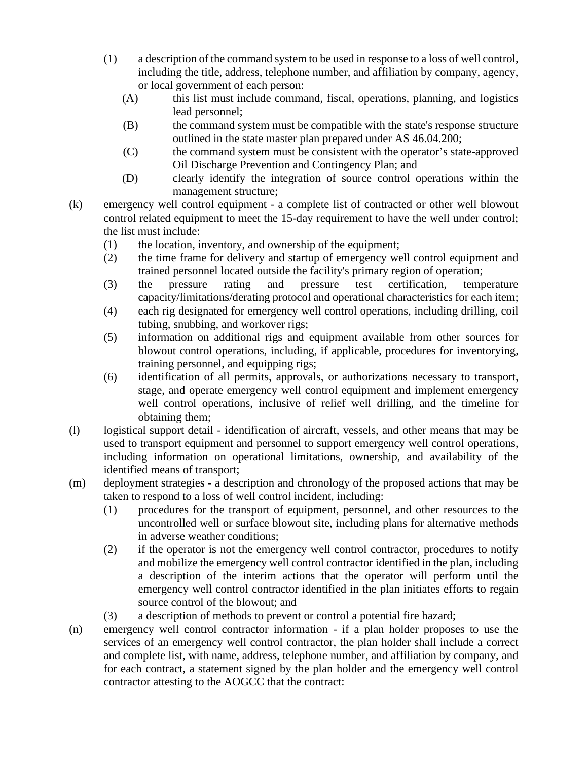(1) a description of the command system to be used in response to a loss of well control, including the title, address, telephone number, and affiliation by company, agency, or local government of each person:

  (A) this list must include command, fiscal, operations, planning, and logistics lead personnel;

  (B) the command system must be compatible with the state's response structure outlined in the state master plan prepared under AS 46.04.200;

  (C) the command system must be consistent with the operator's state-approved Oil Discharge Prevention and Contingency Plan; and

  (D) clearly identify the integration of source control operations within the management structure;

(k) emergency well control equipment - a complete list of contracted or other well blowout control related equipment to meet the 15-day requirement to have the well under control; the list must include:

  (1) the location, inventory, and ownership of the equipment;

  (2) the time frame for delivery and startup of emergency well control equipment and trained personnel located outside the facility's primary region of operation;

  (3) the pressure rating and pressure test certification, temperature capacity/limitations/derating protocol and operational characteristics for each item;

  (4) each rig designated for emergency well control operations, including drilling, coil tubing, snubbing, and workover rigs;

  (5) information on additional rigs and equipment available from other sources for blowout control operations, including, if applicable, procedures for inventorying, training personnel, and equipping rigs;

  (6) identification of all permits, approvals, or authorizations necessary to transport, stage, and operate emergency well control equipment and implement emergency well control operations, inclusive of relief well drilling, and the timeline for obtaining them;

(l) logistical support detail - identification of aircraft, vessels, and other means that may be used to transport equipment and personnel to support emergency well control operations, including information on operational limitations, ownership, and availability of the identified means of transport;

(m) deployment strategies - a description and chronology of the proposed actions that may be taken to respond to a loss of well control incident, including:

  (1) procedures for the transport of equipment, personnel, and other resources to the uncontrolled well or surface blowout site, including plans for alternative methods in adverse weather conditions;

  (2) if the operator is not the emergency well control contractor, procedures to notify and mobilize the emergency well control contractor identified in the plan, including a description of the interim actions that the operator will perform until the emergency well control contractor identified in the plan initiates efforts to regain source control of the blowout; and

  (3) a description of methods to prevent or control a potential fire hazard;

(n) emergency well control contractor information - if a plan holder proposes to use the services of an emergency well control contractor, the plan holder shall include a correct and complete list, with name, address, telephone number, and affiliation by company, and for each contract, a statement signed by the plan holder and the emergency well control contractor attesting to the AOGCC that the contract: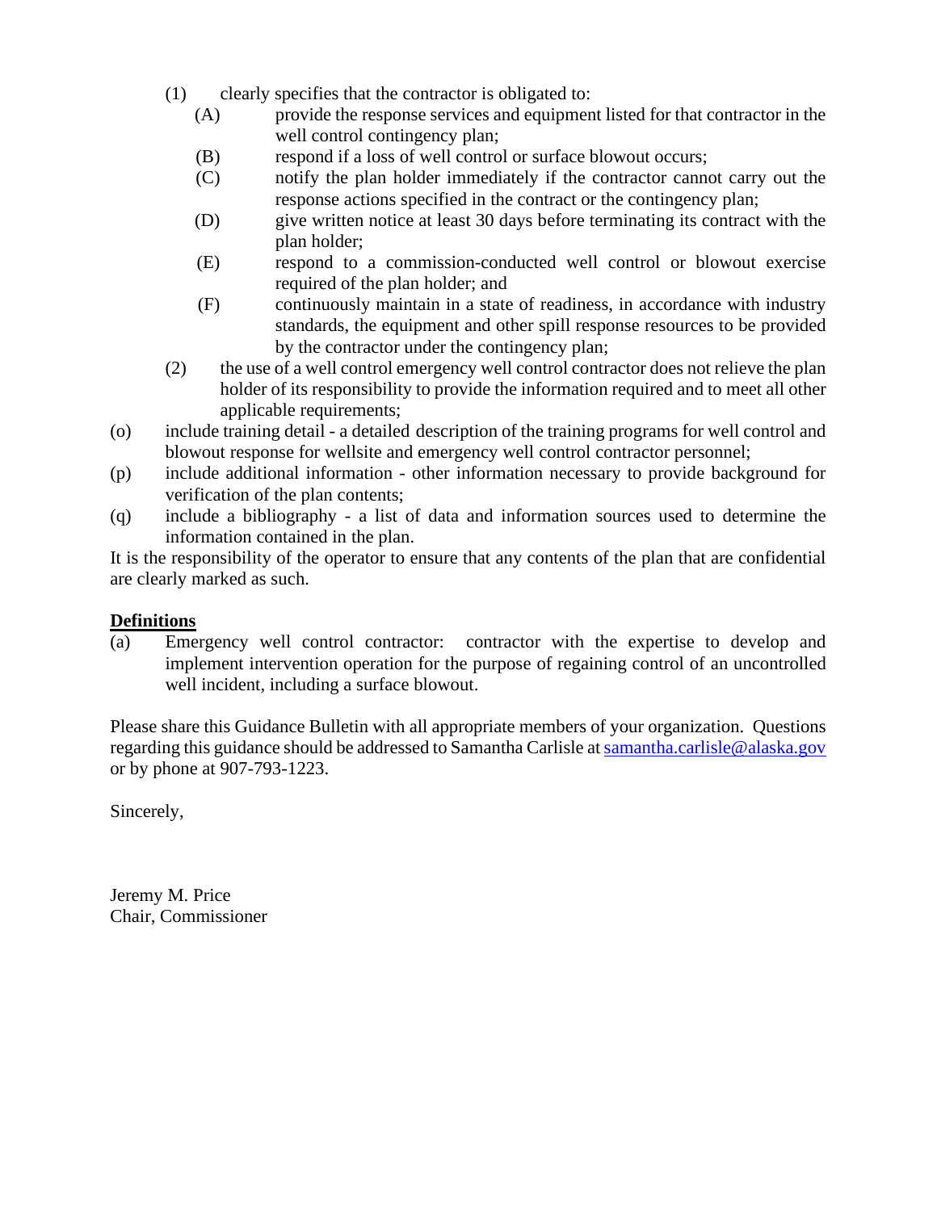(1) clearly specifies that the contractor is obligated to:
   - (A) provide the response services and equipment listed for that contractor in the well control contingency plan;
   - (B) respond if a loss of well control or surface blowout occurs;
   - (C) notify the plan holder immediately if the contractor cannot carry out the response actions specified in the contract or the contingency plan;
   - (D) give written notice at least 30 days before terminating its contract with the plan holder;
   - (E) respond to a commission-conducted well control or blowout exercise required of the plan holder; and
   - (F) continuously maintain in a state of readiness, in accordance with industry standards, the equipment and other spill response resources to be provided by the contractor under the contingency plan;

(2) the use of a well control emergency well control contractor does not relieve the plan holder of its responsibility to provide the information required and to meet all other applicable requirements;

(o) include training detail - a detailed description of the training programs for well control and blowout response for wellsite and emergency well control contractor personnel;

(p) include additional information - other information necessary to provide background for verification of the plan contents;

(q) include a bibliography - a list of data and information sources used to determine the information contained in the plan.

It is the responsibility of the operator to ensure that any contents of the plan that are confidential are clearly marked as such.

**<u>Definitions</u>**

(a) Emergency well control contractor: contractor with the expertise to develop and implement intervention operation for the purpose of regaining control of an uncontrolled well incident, including a surface blowout.

Please share this Guidance Bulletin with all appropriate members of your organization. Questions regarding this guidance should be addressed to Samantha Carlisle at samantha.carlisle@alaska.gov or by phone at 907-793-1223.

Sincerely,

Jeremy M. Price
Chair, Commissioner